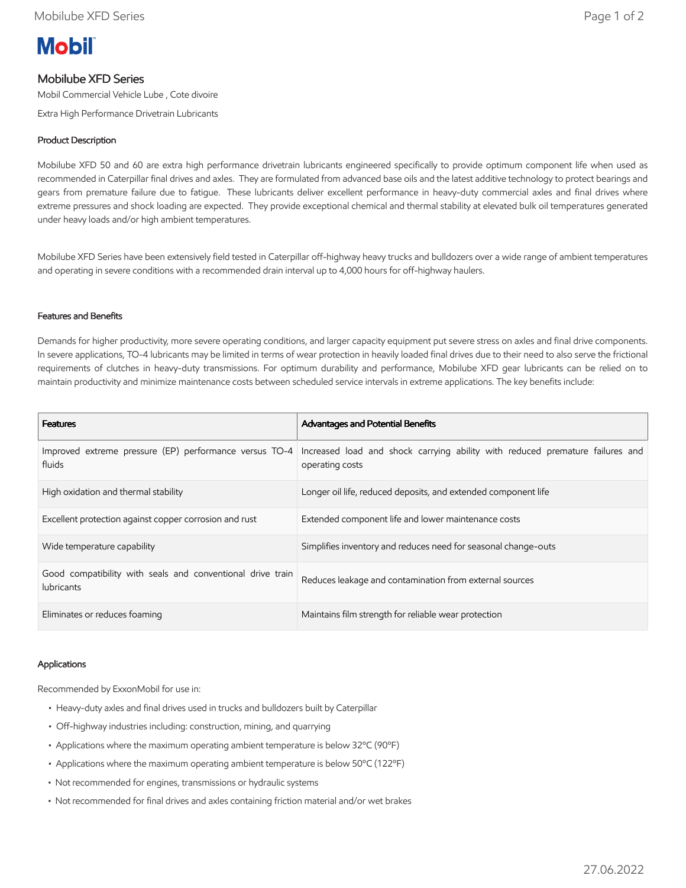# Mobil

## Mobilube XFD Series

Mobil Commercial Vehicle Lube , Cote divoire

Extra High Performance Drivetrain Lubricants

### Product Description

Mobilube XFD 50 and 60 are extra high performance drivetrain lubricants engineered specifically to provide optimum component life when used as recommended in Caterpillar final drives and axles. They are formulated from advanced base oils and the latest additive technology to protect bearings and gears from premature failure due to fatigue. These lubricants deliver excellent performance in heavy-duty commercial axles and final drives where extreme pressures and shock loading are expected. They provide exceptional chemical and thermal stability at elevated bulk oil temperatures generated under heavy loads and/or high ambient temperatures.

Mobilube XFD Series have been extensively field tested in Caterpillar off-highway heavy trucks and bulldozers over a wide range of ambient temperatures and operating in severe conditions with a recommended drain interval up to 4,000 hours for off-highway haulers.

### Features and Benefits

Demands for higher productivity, more severe operating conditions, and larger capacity equipment put severe stress on axles and final drive components. In severe applications, TO-4 lubricants may be limited in terms of wear protection in heavily loaded final drives due to their need to also serve the frictional requirements of clutches in heavy-duty transmissions. For optimum durability and performance, Mobilube XFD gear lubricants can be relied on to maintain productivity and minimize maintenance costs between scheduled service intervals in extreme applications. The key benefits include:

| Features | Advantages and Potential Benefits |
|---|---|
| Improved extreme pressure (EP) performance versus TO-4 fluids | Increased load and shock carrying ability with reduced premature failures and operating costs |
| High oxidation and thermal stability | Longer oil life, reduced deposits, and extended component life |
| Excellent protection against copper corrosion and rust | Extended component life and lower maintenance costs |
| Wide temperature capability | Simplifies inventory and reduces need for seasonal change-outs |
| Good compatibility with seals and conventional drive train lubricants | Reduces leakage and contamination from external sources |
| Eliminates or reduces foaming | Maintains film strength for reliable wear protection |

### Applications

Recommended by ExxonMobil for use in:

- Heavy-duty axles and final drives used in trucks and bulldozers built by Caterpillar
- Off-highway industries including: construction, mining, and quarrying
- Applications where the maximum operating ambient temperature is below 32°C (90°F)
- Applications where the maximum operating ambient temperature is below 50°C (122°F)
- Not recommended for engines, transmissions or hydraulic systems
- Not recommended for final drives and axles containing friction material and/or wet brakes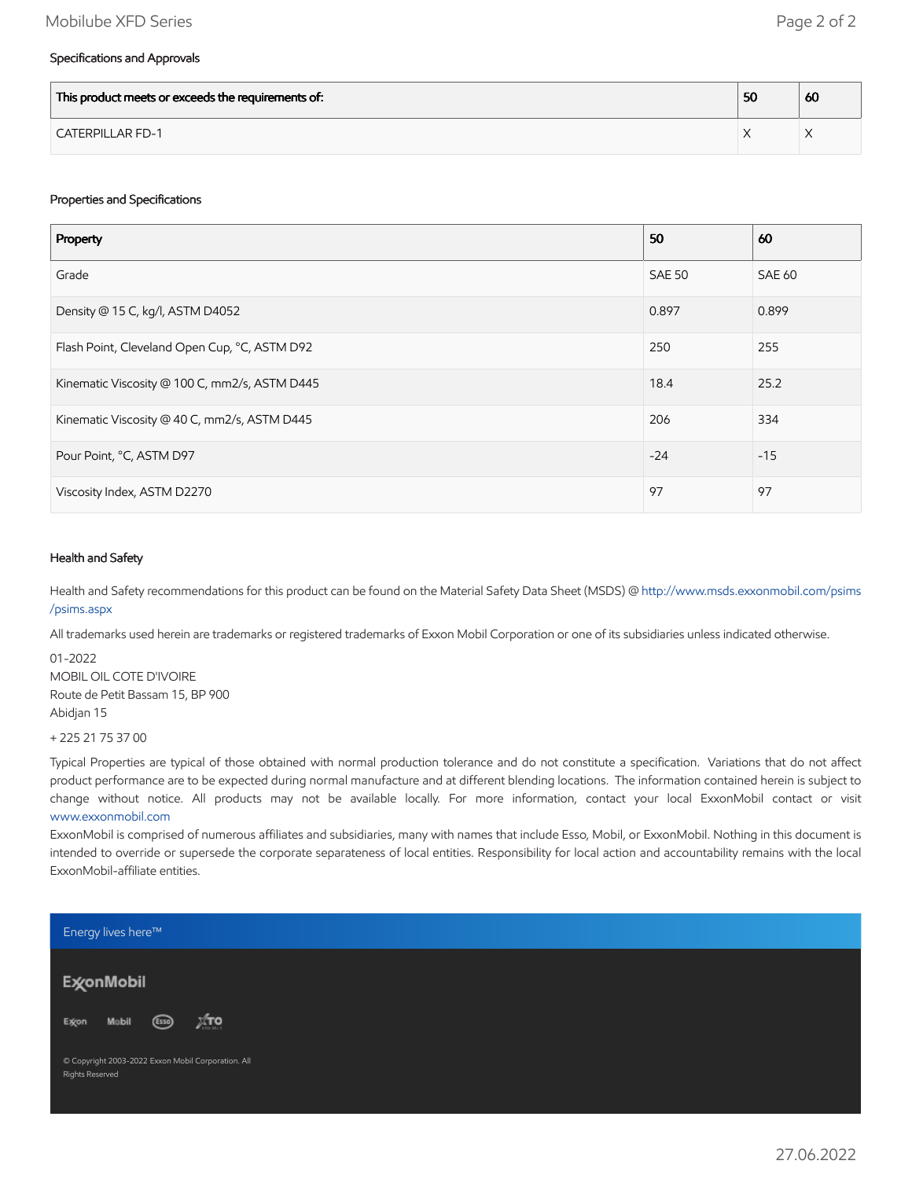### Specifications and Approvals

| This product meets or exceeds the requirements of: | 50 | 60 |
|---|---|---|
| CATERPILLAR FD-1 | X | X |

### Properties and Specifications

| Property | 50 | 60 |
|---|---|---|
| Grade | SAE 50 | SAE 60 |
| Density @ 15 C, kg/l, ASTM D4052 | 0.897 | 0.899 |
| Flash Point, Cleveland Open Cup, °C, ASTM D92 | 250 | 255 |
| Kinematic Viscosity @ 100 C, mm2/s, ASTM D445 | 18.4 | 25.2 |
| Kinematic Viscosity @ 40 C, mm2/s, ASTM D445 | 206 | 334 |
| Pour Point, °C, ASTM D97 | -24 | -15 |
| Viscosity Index, ASTM D2270 | 97 | 97 |

### Health and Safety

Health and Safety recommendations for this product can be found on the Material Safety Data Sheet (MSDS) @ http://www.msds.exxonmobil.com/psims/psims.aspx

All trademarks used herein are trademarks or registered trademarks of Exxon Mobil Corporation or one of its subsidiaries unless indicated otherwise.

01-2022
MOBIL OIL COTE D'IVOIRE
Route de Petit Bassam 15, BP 900
Abidjan 15

+ 225 21 75 37 00

Typical Properties are typical of those obtained with normal production tolerance and do not constitute a specification. Variations that do not affect product performance are to be expected during normal manufacture and at different blending locations. The information contained herein is subject to change without notice. All products may not be available locally. For more information, contact your local ExxonMobil contact or visit www.exxonmobil.com

ExxonMobil is comprised of numerous affiliates and subsidiaries, many with names that include Esso, Mobil, or ExxonMobil. Nothing in this document is intended to override or supersede the corporate separateness of local entities. Responsibility for local action and accountability remains with the local ExxonMobil-affiliate entities.

Energy lives here™

ExxonMobil

Exxon Mobil Esso XTO

© Copyright 2003-2022 Exxon Mobil Corporation. All Rights Reserved

27.06.2022